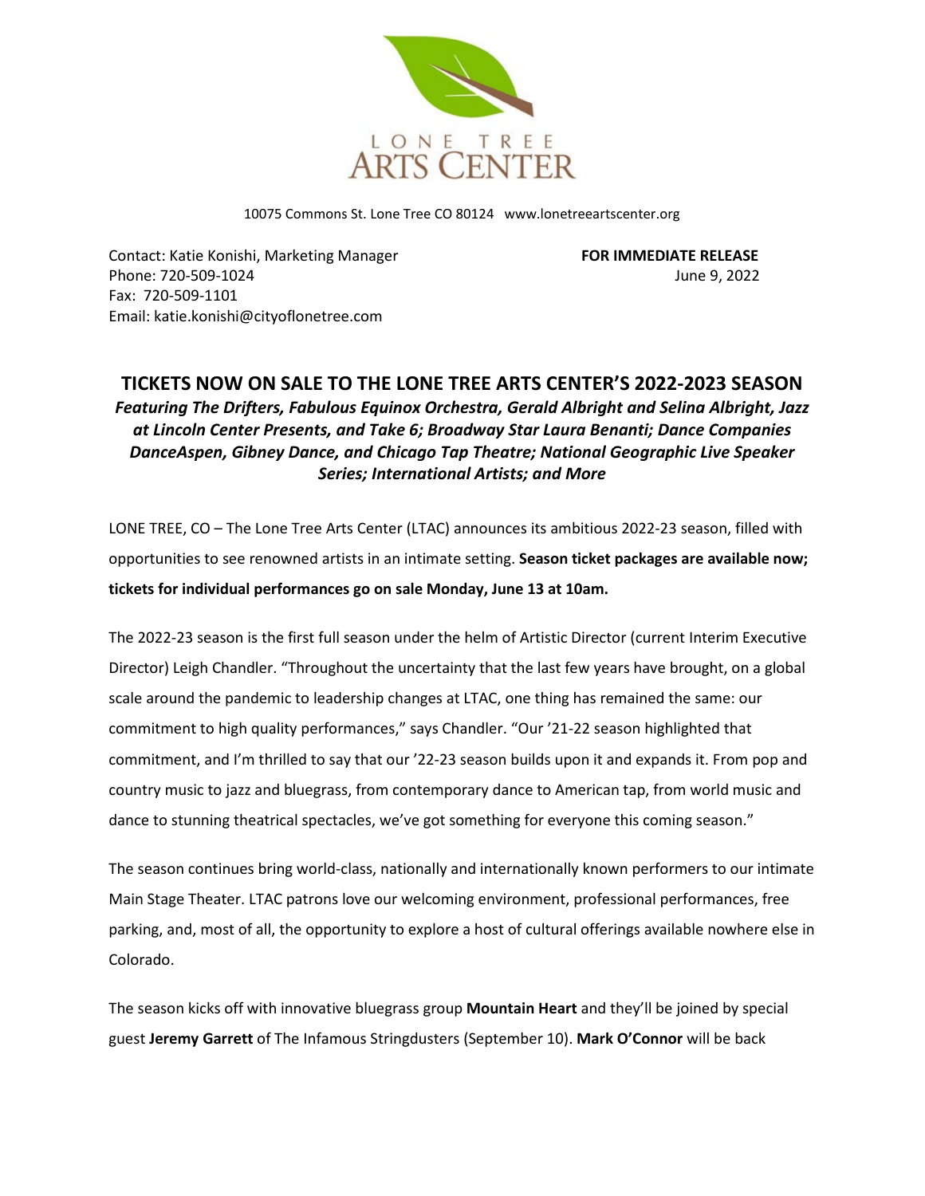LONE TREE
ARTS CENTER

10075 Commons St. Lone Tree CO 80124   www.lonetreeartscenter.org

Contact: Katie Konishi, Marketing Manager
Phone: 720-509-1024
Fax: 720-509-1101
Email: katie.konishi@cityoflonetree.com

**FOR IMMEDIATE RELEASE**
June 9, 2022

# TICKETS NOW ON SALE TO THE LONE TREE ARTS CENTER'S 2022-2023 SEASON

***Featuring The Drifters, Fabulous Equinox Orchestra, Gerald Albright and Selina Albright, Jazz at Lincoln Center Presents, and Take 6; Broadway Star Laura Benanti; Dance Companies DanceAspen, Gibney Dance, and Chicago Tap Theatre; National Geographic Live Speaker Series; International Artists; and More***

LONE TREE, CO – The Lone Tree Arts Center (LTAC) announces its ambitious 2022-23 season, filled with opportunities to see renowned artists in an intimate setting. **Season ticket packages are available now; tickets for individual performances go on sale Monday, June 13 at 10am.**

The 2022-23 season is the first full season under the helm of Artistic Director (current Interim Executive Director) Leigh Chandler. "Throughout the uncertainty that the last few years have brought, on a global scale around the pandemic to leadership changes at LTAC, one thing has remained the same: our commitment to high quality performances," says Chandler. "Our '21-22 season highlighted that commitment, and I'm thrilled to say that our '22-23 season builds upon it and expands it. From pop and country music to jazz and bluegrass, from contemporary dance to American tap, from world music and dance to stunning theatrical spectacles, we've got something for everyone this coming season."

The season continues bring world-class, nationally and internationally known performers to our intimate Main Stage Theater. LTAC patrons love our welcoming environment, professional performances, free parking, and, most of all, the opportunity to explore a host of cultural offerings available nowhere else in Colorado.

The season kicks off with innovative bluegrass group **Mountain Heart** and they'll be joined by special guest **Jeremy Garrett** of The Infamous Stringdusters (September 10). **Mark O'Connor** will be back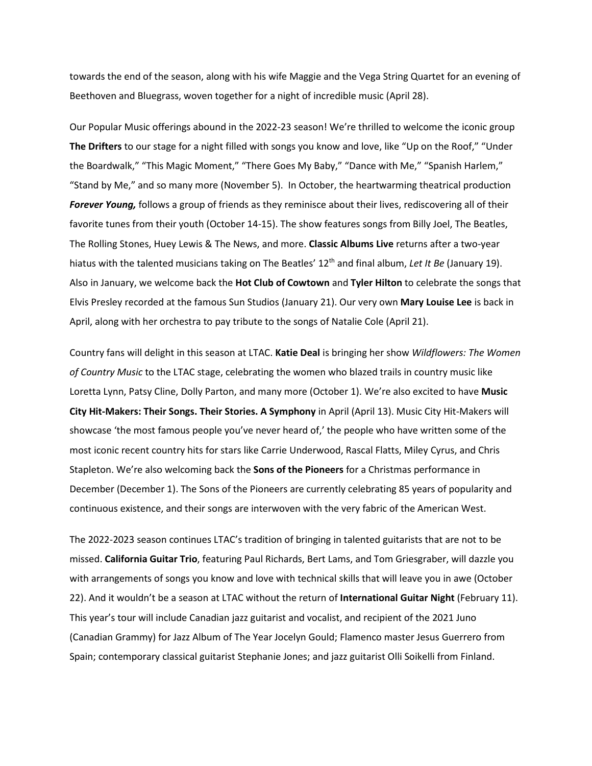towards the end of the season, along with his wife Maggie and the Vega String Quartet for an evening of Beethoven and Bluegrass, woven together for a night of incredible music (April 28).

Our Popular Music offerings abound in the 2022-23 season! We're thrilled to welcome the iconic group **The Drifters** to our stage for a night filled with songs you know and love, like "Up on the Roof," "Under the Boardwalk," "This Magic Moment," "There Goes My Baby," "Dance with Me," "Spanish Harlem," "Stand by Me," and so many more (November 5). In October, the heartwarming theatrical production ***Forever Young,*** follows a group of friends as they reminisce about their lives, rediscovering all of their favorite tunes from their youth (October 14-15). The show features songs from Billy Joel, The Beatles, The Rolling Stones, Huey Lewis & The News, and more. **Classic Albums Live** returns after a two-year hiatus with the talented musicians taking on The Beatles' 12th and final album, *Let It Be* (January 19). Also in January, we welcome back the **Hot Club of Cowtown** and **Tyler Hilton** to celebrate the songs that Elvis Presley recorded at the famous Sun Studios (January 21). Our very own **Mary Louise Lee** is back in April, along with her orchestra to pay tribute to the songs of Natalie Cole (April 21).

Country fans will delight in this season at LTAC. **Katie Deal** is bringing her show *Wildflowers: The Women of Country Music* to the LTAC stage, celebrating the women who blazed trails in country music like Loretta Lynn, Patsy Cline, Dolly Parton, and many more (October 1). We're also excited to have **Music City Hit-Makers: Their Songs. Their Stories. A Symphony** in April (April 13). Music City Hit-Makers will showcase 'the most famous people you've never heard of,' the people who have written some of the most iconic recent country hits for stars like Carrie Underwood, Rascal Flatts, Miley Cyrus, and Chris Stapleton. We're also welcoming back the **Sons of the Pioneers** for a Christmas performance in December (December 1). The Sons of the Pioneers are currently celebrating 85 years of popularity and continuous existence, and their songs are interwoven with the very fabric of the American West.

The 2022-2023 season continues LTAC's tradition of bringing in talented guitarists that are not to be missed. **California Guitar Trio**, featuring Paul Richards, Bert Lams, and Tom Griesgraber, will dazzle you with arrangements of songs you know and love with technical skills that will leave you in awe (October 22). And it wouldn't be a season at LTAC without the return of **International Guitar Night** (February 11). This year's tour will include Canadian jazz guitarist and vocalist, and recipient of the 2021 Juno (Canadian Grammy) for Jazz Album of The Year Jocelyn Gould; Flamenco master Jesus Guerrero from Spain; contemporary classical guitarist Stephanie Jones; and jazz guitarist Olli Soikelli from Finland.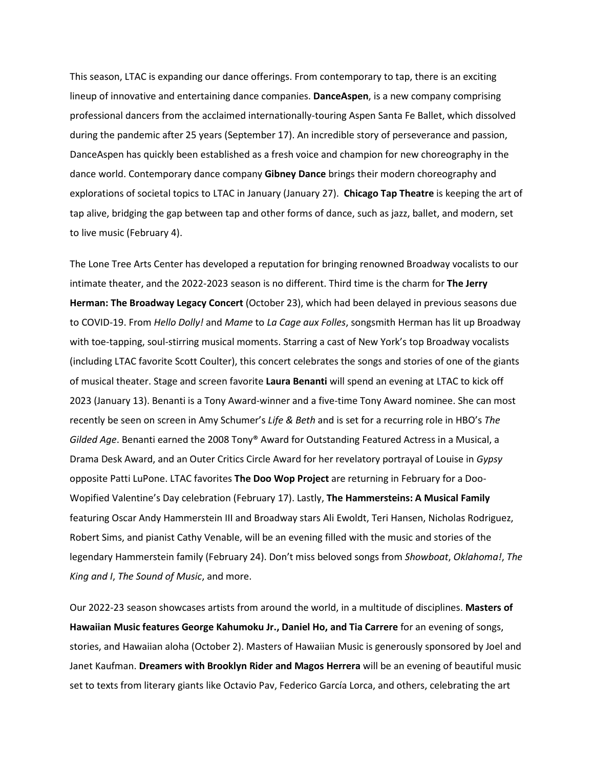This season, LTAC is expanding our dance offerings. From contemporary to tap, there is an exciting lineup of innovative and entertaining dance companies. **DanceAspen**, is a new company comprising professional dancers from the acclaimed internationally-touring Aspen Santa Fe Ballet, which dissolved during the pandemic after 25 years (September 17). An incredible story of perseverance and passion, DanceAspen has quickly been established as a fresh voice and champion for new choreography in the dance world. Contemporary dance company **Gibney Dance** brings their modern choreography and explorations of societal topics to LTAC in January (January 27). **Chicago Tap Theatre** is keeping the art of tap alive, bridging the gap between tap and other forms of dance, such as jazz, ballet, and modern, set to live music (February 4).

The Lone Tree Arts Center has developed a reputation for bringing renowned Broadway vocalists to our intimate theater, and the 2022-2023 season is no different. Third time is the charm for **The Jerry Herman: The Broadway Legacy Concert** (October 23), which had been delayed in previous seasons due to COVID-19. From *Hello Dolly!* and *Mame* to *La Cage aux Folles*, songsmith Herman has lit up Broadway with toe-tapping, soul-stirring musical moments. Starring a cast of New York's top Broadway vocalists (including LTAC favorite Scott Coulter), this concert celebrates the songs and stories of one of the giants of musical theater. Stage and screen favorite **Laura Benanti** will spend an evening at LTAC to kick off 2023 (January 13). Benanti is a Tony Award-winner and a five-time Tony Award nominee. She can most recently be seen on screen in Amy Schumer's *Life & Beth* and is set for a recurring role in HBO's *The Gilded Age*. Benanti earned the 2008 Tony® Award for Outstanding Featured Actress in a Musical, a Drama Desk Award, and an Outer Critics Circle Award for her revelatory portrayal of Louise in *Gypsy* opposite Patti LuPone. LTAC favorites **The Doo Wop Project** are returning in February for a Doo-Wopified Valentine's Day celebration (February 17). Lastly, **The Hammersteins: A Musical Family** featuring Oscar Andy Hammerstein III and Broadway stars Ali Ewoldt, Teri Hansen, Nicholas Rodriguez, Robert Sims, and pianist Cathy Venable, will be an evening filled with the music and stories of the legendary Hammerstein family (February 24). Don't miss beloved songs from *Showboat*, *Oklahoma!*, *The King and I*, *The Sound of Music*, and more.

Our 2022-23 season showcases artists from around the world, in a multitude of disciplines. **Masters of Hawaiian Music features George Kahumoku Jr., Daniel Ho, and Tia Carrere** for an evening of songs, stories, and Hawaiian aloha (October 2). Masters of Hawaiian Music is generously sponsored by Joel and Janet Kaufman. **Dreamers with Brooklyn Rider and Magos Herrera** will be an evening of beautiful music set to texts from literary giants like Octavio Pav, Federico García Lorca, and others, celebrating the art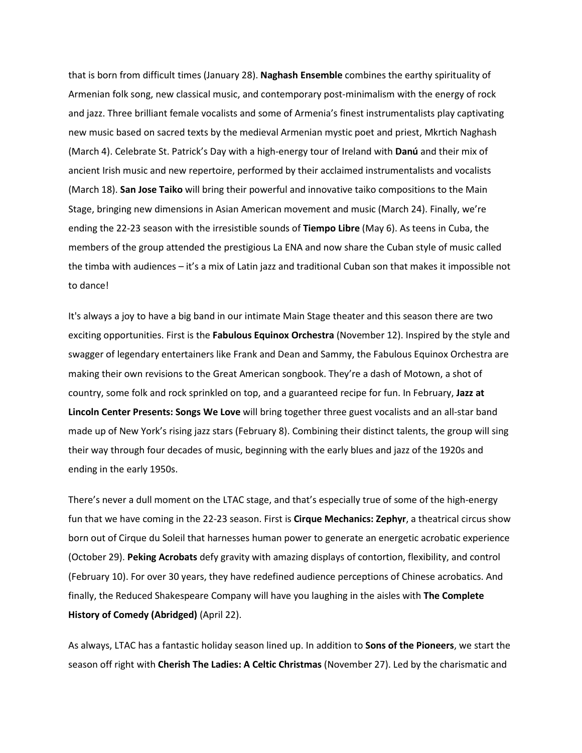that is born from difficult times (January 28). **Naghash Ensemble** combines the earthy spirituality of Armenian folk song, new classical music, and contemporary post-minimalism with the energy of rock and jazz. Three brilliant female vocalists and some of Armenia's finest instrumentalists play captivating new music based on sacred texts by the medieval Armenian mystic poet and priest, Mkrtich Naghash (March 4). Celebrate St. Patrick's Day with a high-energy tour of Ireland with **Danú** and their mix of ancient Irish music and new repertoire, performed by their acclaimed instrumentalists and vocalists (March 18). **San Jose Taiko** will bring their powerful and innovative taiko compositions to the Main Stage, bringing new dimensions in Asian American movement and music (March 24). Finally, we're ending the 22-23 season with the irresistible sounds of **Tiempo Libre** (May 6). As teens in Cuba, the members of the group attended the prestigious La ENA and now share the Cuban style of music called the timba with audiences – it's a mix of Latin jazz and traditional Cuban son that makes it impossible not to dance!

It's always a joy to have a big band in our intimate Main Stage theater and this season there are two exciting opportunities. First is the **Fabulous Equinox Orchestra** (November 12). Inspired by the style and swagger of legendary entertainers like Frank and Dean and Sammy, the Fabulous Equinox Orchestra are making their own revisions to the Great American songbook. They're a dash of Motown, a shot of country, some folk and rock sprinkled on top, and a guaranteed recipe for fun. In February, **Jazz at Lincoln Center Presents: Songs We Love** will bring together three guest vocalists and an all-star band made up of New York's rising jazz stars (February 8). Combining their distinct talents, the group will sing their way through four decades of music, beginning with the early blues and jazz of the 1920s and ending in the early 1950s.

There's never a dull moment on the LTAC stage, and that's especially true of some of the high-energy fun that we have coming in the 22-23 season. First is **Cirque Mechanics: Zephyr**, a theatrical circus show born out of Cirque du Soleil that harnesses human power to generate an energetic acrobatic experience (October 29). **Peking Acrobats** defy gravity with amazing displays of contortion, flexibility, and control (February 10). For over 30 years, they have redefined audience perceptions of Chinese acrobatics. And finally, the Reduced Shakespeare Company will have you laughing in the aisles with **The Complete History of Comedy (Abridged)** (April 22).

As always, LTAC has a fantastic holiday season lined up. In addition to **Sons of the Pioneers**, we start the season off right with **Cherish The Ladies: A Celtic Christmas** (November 27). Led by the charismatic and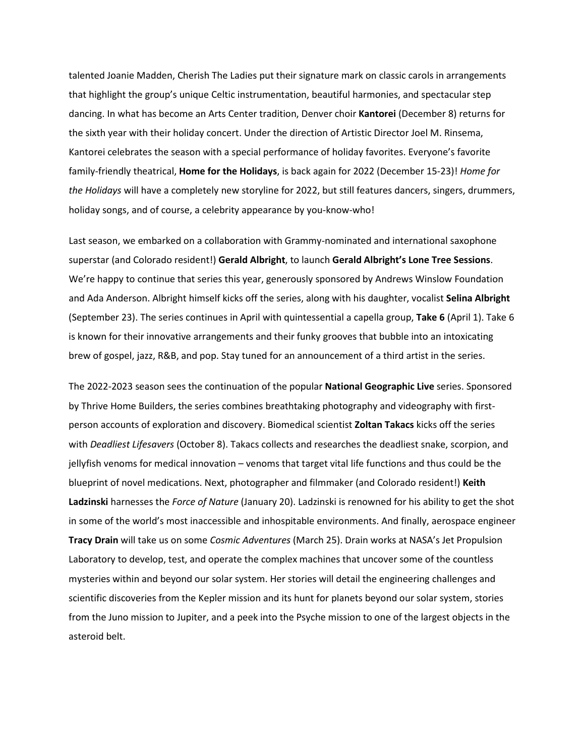talented Joanie Madden, Cherish The Ladies put their signature mark on classic carols in arrangements that highlight the group's unique Celtic instrumentation, beautiful harmonies, and spectacular step dancing. In what has become an Arts Center tradition, Denver choir **Kantorei** (December 8) returns for the sixth year with their holiday concert. Under the direction of Artistic Director Joel M. Rinsema, Kantorei celebrates the season with a special performance of holiday favorites. Everyone's favorite family-friendly theatrical, **Home for the Holidays**, is back again for 2022 (December 15-23)! *Home for the Holidays* will have a completely new storyline for 2022, but still features dancers, singers, drummers, holiday songs, and of course, a celebrity appearance by you-know-who!

Last season, we embarked on a collaboration with Grammy-nominated and international saxophone superstar (and Colorado resident!) **Gerald Albright**, to launch **Gerald Albright's Lone Tree Sessions**. We're happy to continue that series this year, generously sponsored by Andrews Winslow Foundation and Ada Anderson. Albright himself kicks off the series, along with his daughter, vocalist **Selina Albright** (September 23). The series continues in April with quintessential a capella group, **Take 6** (April 1). Take 6 is known for their innovative arrangements and their funky grooves that bubble into an intoxicating brew of gospel, jazz, R&B, and pop. Stay tuned for an announcement of a third artist in the series.

The 2022-2023 season sees the continuation of the popular **National Geographic Live** series. Sponsored by Thrive Home Builders, the series combines breathtaking photography and videography with first-person accounts of exploration and discovery. Biomedical scientist **Zoltan Takacs** kicks off the series with *Deadliest Lifesavers* (October 8). Takacs collects and researches the deadliest snake, scorpion, and jellyfish venoms for medical innovation – venoms that target vital life functions and thus could be the blueprint of novel medications. Next, photographer and filmmaker (and Colorado resident!) **Keith Ladzinski** harnesses the *Force of Nature* (January 20). Ladzinski is renowned for his ability to get the shot in some of the world's most inaccessible and inhospitable environments. And finally, aerospace engineer **Tracy Drain** will take us on some *Cosmic Adventures* (March 25). Drain works at NASA's Jet Propulsion Laboratory to develop, test, and operate the complex machines that uncover some of the countless mysteries within and beyond our solar system. Her stories will detail the engineering challenges and scientific discoveries from the Kepler mission and its hunt for planets beyond our solar system, stories from the Juno mission to Jupiter, and a peek into the Psyche mission to one of the largest objects in the asteroid belt.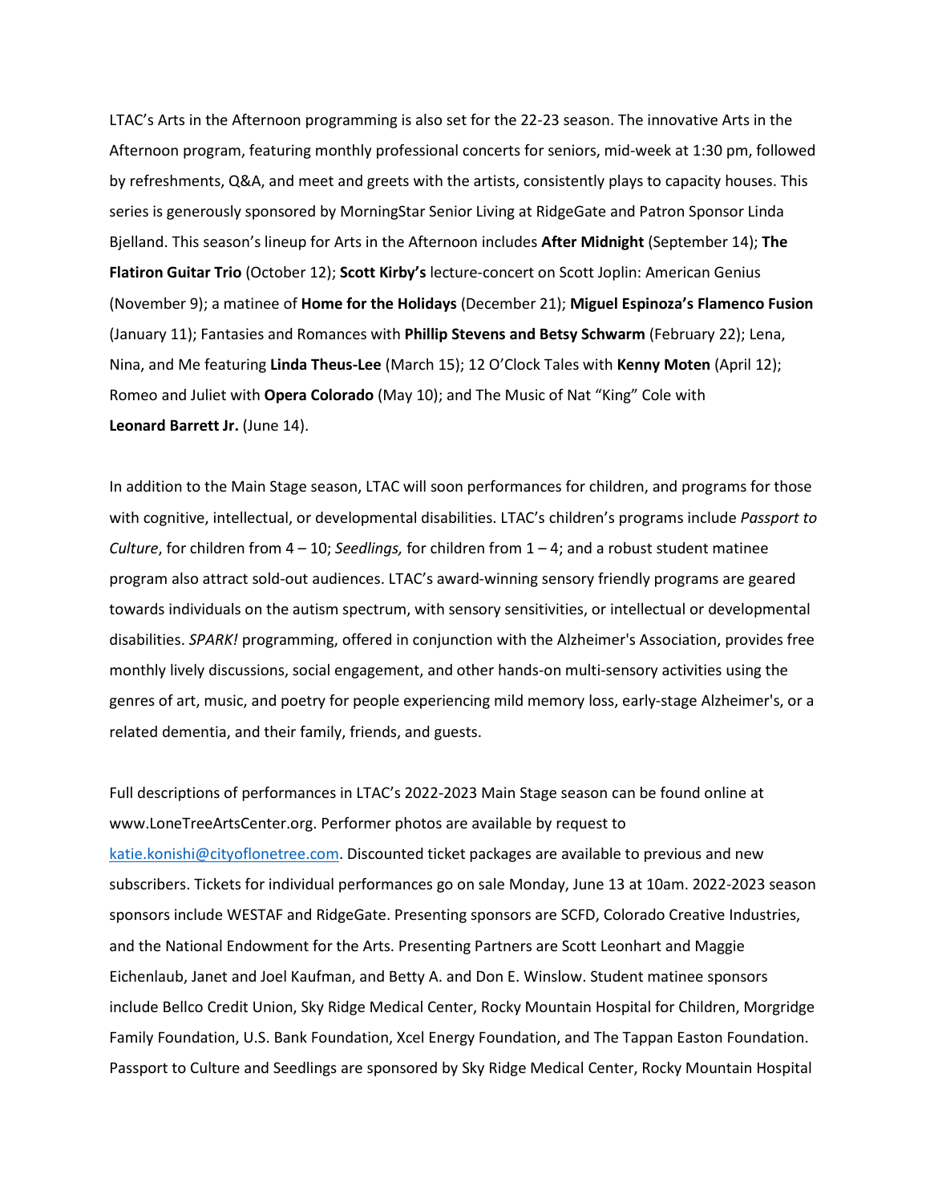LTAC's Arts in the Afternoon programming is also set for the 22-23 season. The innovative Arts in the Afternoon program, featuring monthly professional concerts for seniors, mid-week at 1:30 pm, followed by refreshments, Q&A, and meet and greets with the artists, consistently plays to capacity houses. This series is generously sponsored by MorningStar Senior Living at RidgeGate and Patron Sponsor Linda Bjelland. This season's lineup for Arts in the Afternoon includes **After Midnight** (September 14); **The Flatiron Guitar Trio** (October 12); **Scott Kirby's** lecture-concert on Scott Joplin: American Genius (November 9); a matinee of **Home for the Holidays** (December 21); **Miguel Espinoza's Flamenco Fusion** (January 11); Fantasies and Romances with **Phillip Stevens and Betsy Schwarm** (February 22); Lena, Nina, and Me featuring **Linda Theus-Lee** (March 15); 12 O'Clock Tales with **Kenny Moten** (April 12); Romeo and Juliet with **Opera Colorado** (May 10); and The Music of Nat "King" Cole with **Leonard Barrett Jr.** (June 14).

In addition to the Main Stage season, LTAC will soon performances for children, and programs for those with cognitive, intellectual, or developmental disabilities. LTAC's children's programs include *Passport to Culture*, for children from 4 – 10; *Seedlings,* for children from 1 – 4; and a robust student matinee program also attract sold-out audiences. LTAC's award-winning sensory friendly programs are geared towards individuals on the autism spectrum, with sensory sensitivities, or intellectual or developmental disabilities. *SPARK!* programming, offered in conjunction with the Alzheimer's Association, provides free monthly lively discussions, social engagement, and other hands-on multi-sensory activities using the genres of art, music, and poetry for people experiencing mild memory loss, early-stage Alzheimer's, or a related dementia, and their family, friends, and guests.

Full descriptions of performances in LTAC's 2022-2023 Main Stage season can be found online at www.LoneTreeArtsCenter.org. Performer photos are available by request to katie.konishi@cityoflonetree.com. Discounted ticket packages are available to previous and new subscribers. Tickets for individual performances go on sale Monday, June 13 at 10am. 2022-2023 season sponsors include WESTAF and RidgeGate. Presenting sponsors are SCFD, Colorado Creative Industries, and the National Endowment for the Arts. Presenting Partners are Scott Leonhart and Maggie Eichenlaub, Janet and Joel Kaufman, and Betty A. and Don E. Winslow. Student matinee sponsors include Bellco Credit Union, Sky Ridge Medical Center, Rocky Mountain Hospital for Children, Morgridge Family Foundation, U.S. Bank Foundation, Xcel Energy Foundation, and The Tappan Easton Foundation. Passport to Culture and Seedlings are sponsored by Sky Ridge Medical Center, Rocky Mountain Hospital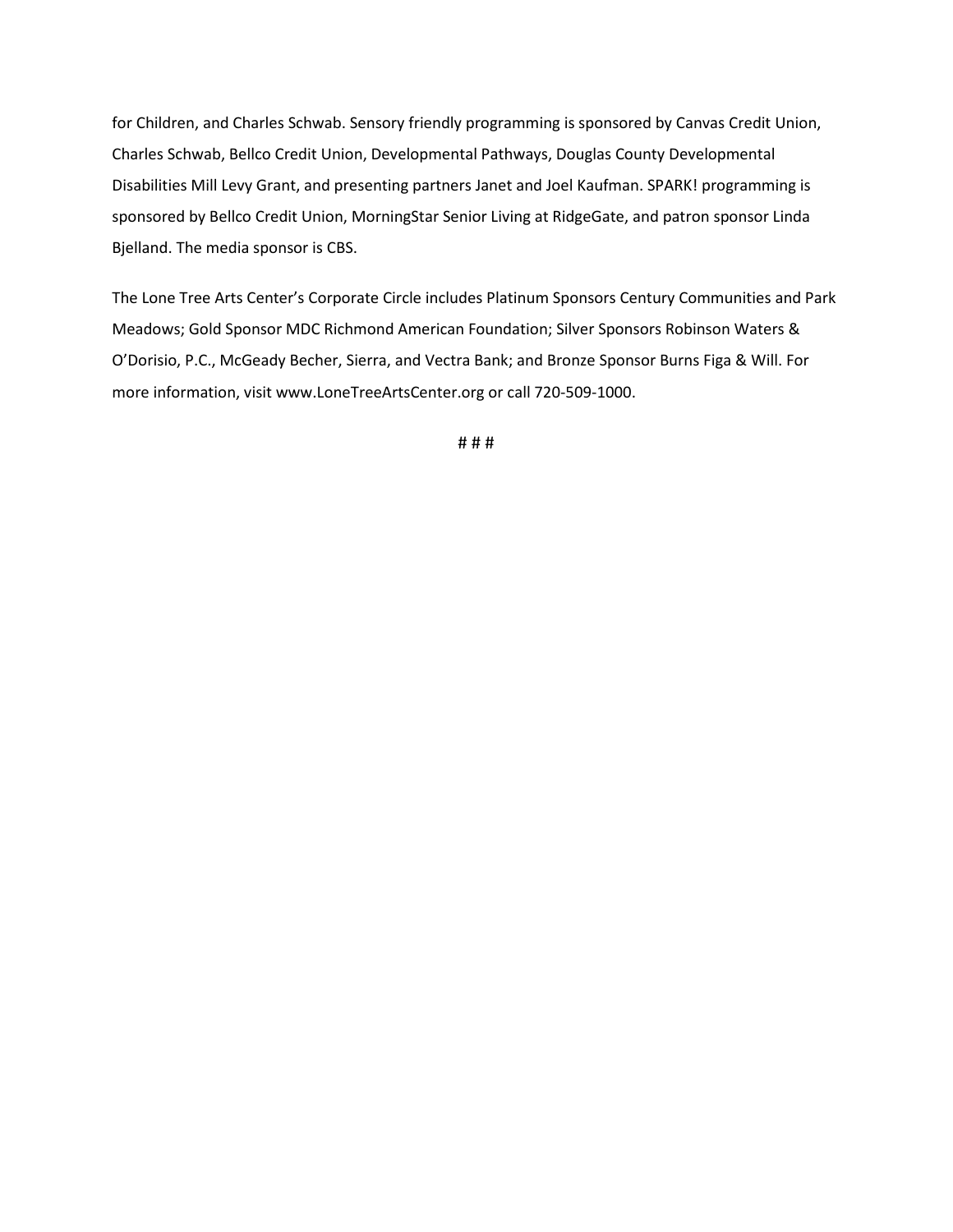for Children, and Charles Schwab. Sensory friendly programming is sponsored by Canvas Credit Union, Charles Schwab, Bellco Credit Union, Developmental Pathways, Douglas County Developmental Disabilities Mill Levy Grant, and presenting partners Janet and Joel Kaufman. SPARK! programming is sponsored by Bellco Credit Union, MorningStar Senior Living at RidgeGate, and patron sponsor Linda Bjelland. The media sponsor is CBS.

The Lone Tree Arts Center's Corporate Circle includes Platinum Sponsors Century Communities and Park Meadows; Gold Sponsor MDC Richmond American Foundation; Silver Sponsors Robinson Waters & O'Dorisio, P.C., McGeady Becher, Sierra, and Vectra Bank; and Bronze Sponsor Burns Figa & Will. For more information, visit www.LoneTreeArtsCenter.org or call 720-509-1000.

# # #